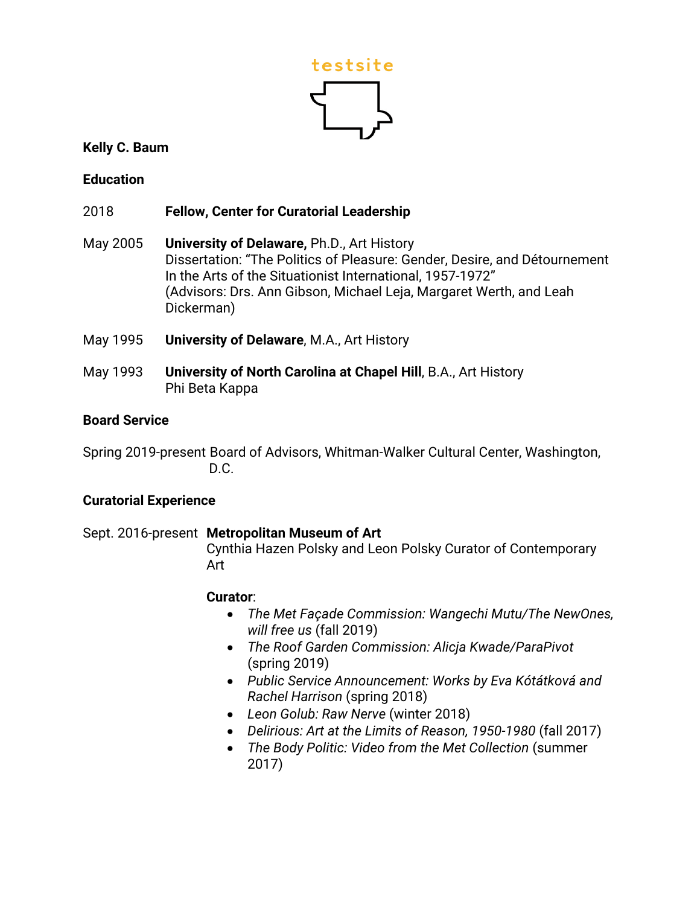testsite

**Kelly C. Baum**

## Education

2018 **Fellow, Center for Curatorial Leadership**

May 2005 **University of Delaware,** Ph.D., Art History
Dissertation: "The Politics of Pleasure: Gender, Desire, and Détournement In the Arts of the Situationist International, 1957-1972"
(Advisors: Drs. Ann Gibson, Michael Leja, Margaret Werth, and Leah Dickerman)

May 1995 **University of Delaware**, M.A., Art History

May 1993 **University of North Carolina at Chapel Hill**, B.A., Art History
Phi Beta Kappa

## Board Service

Spring 2019-present Board of Advisors, Whitman-Walker Cultural Center, Washington, D.C.

## Curatorial Experience

Sept. 2016-present **Metropolitan Museum of Art**
Cynthia Hazen Polsky and Leon Polsky Curator of Contemporary Art

**Curator**:

- *The Met Façade Commission: Wangechi Mutu/The NewOnes, will free us* (fall 2019)
- *The Roof Garden Commission: Alicja Kwade/ParaPivot* (spring 2019)
- *Public Service Announcement: Works by Eva Kótátková and Rachel Harrison* (spring 2018)
- *Leon Golub: Raw Nerve* (winter 2018)
- *Delirious: Art at the Limits of Reason, 1950-1980* (fall 2017)
- *The Body Politic: Video from the Met Collection* (summer 2017)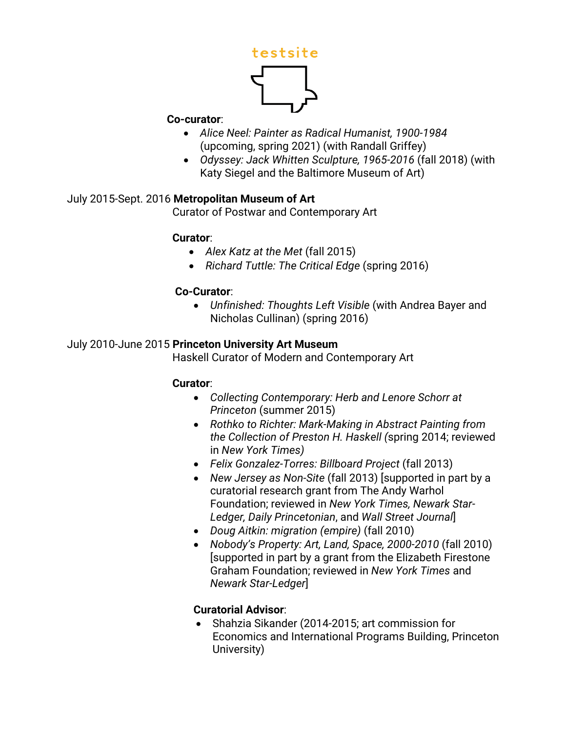**Co-curator**:

- *Alice Neel: Painter as Radical Humanist, 1900-1984* (upcoming, spring 2021) (with Randall Griffey)
- *Odyssey: Jack Whitten Sculpture, 1965-2016* (fall 2018) (with Katy Siegel and the Baltimore Museum of Art)

July 2015-Sept. 2016 **Metropolitan Museum of Art**
Curator of Postwar and Contemporary Art

**Curator**:

- *Alex Katz at the Met* (fall 2015)
- *Richard Tuttle: The Critical Edge* (spring 2016)

**Co-Curator**:

- *Unfinished: Thoughts Left Visible* (with Andrea Bayer and Nicholas Cullinan) (spring 2016)

July 2010-June 2015 **Princeton University Art Museum**
Haskell Curator of Modern and Contemporary Art

**Curator**:

- *Collecting Contemporary: Herb and Lenore Schorr at Princeton* (summer 2015)
- *Rothko to Richter: Mark-Making in Abstract Painting from the Collection of Preston H. Haskell (*spring 2014; reviewed in *New York Times)*
- *Felix Gonzalez-Torres: Billboard Project* (fall 2013)
- *New Jersey as Non-Site* (fall 2013) [supported in part by a curatorial research grant from The Andy Warhol Foundation; reviewed in *New York Times, Newark Star-Ledger, Daily Princetonian*, and *Wall Street Journal*]
- *Doug Aitkin: migration (empire)* (fall 2010)
- *Nobody's Property: Art, Land, Space, 2000-2010* (fall 2010) [supported in part by a grant from the Elizabeth Firestone Graham Foundation; reviewed in *New York Times* and *Newark Star-Ledger*]

**Curatorial Advisor**:

- Shahzia Sikander (2014-2015; art commission for Economics and International Programs Building, Princeton University)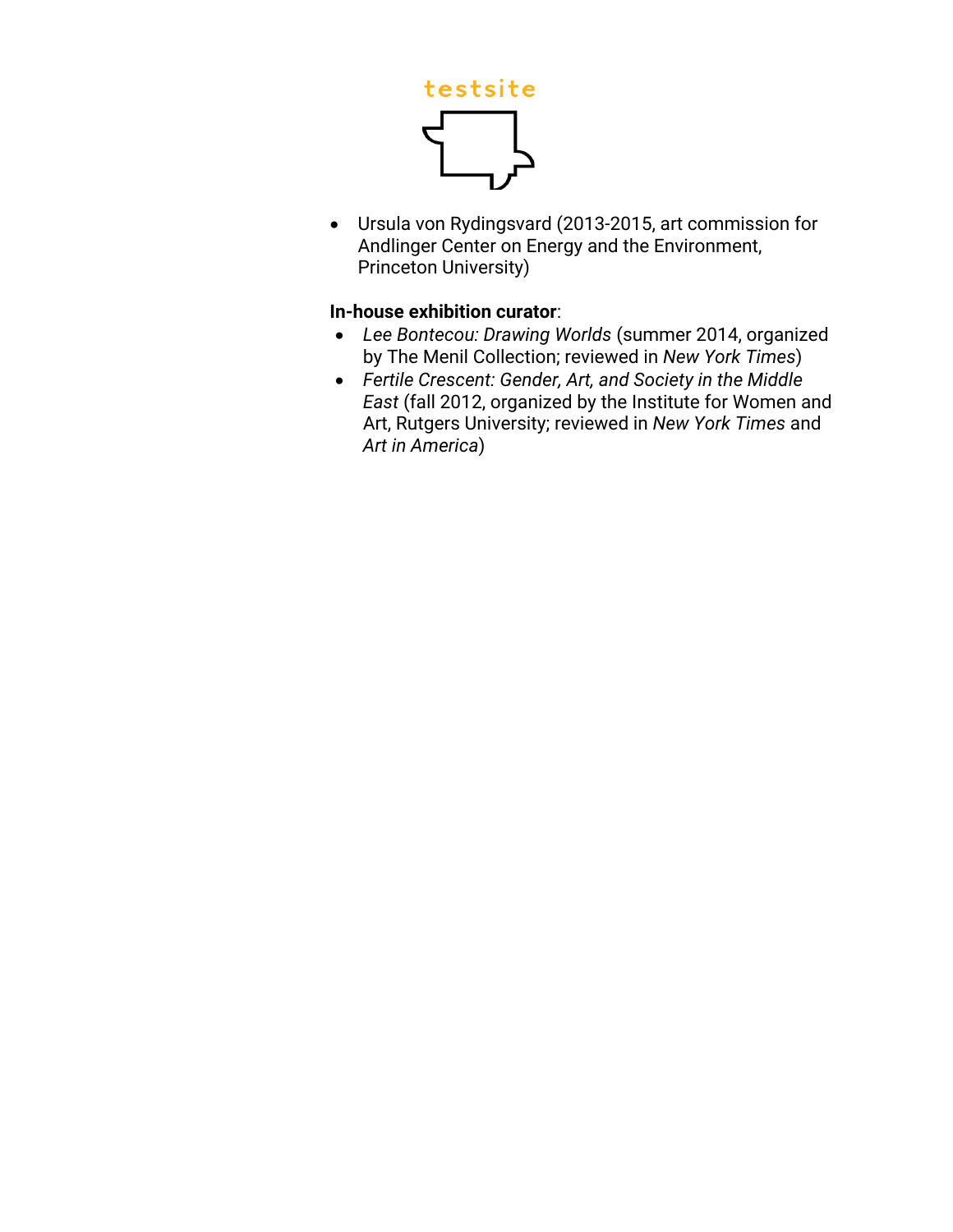- Ursula von Rydingsvard (2013-2015, art commission for Andlinger Center on Energy and the Environment, Princeton University)

**In-house exhibition curator**:

- *Lee Bontecou: Drawing Worlds* (summer 2014, organized by The Menil Collection; reviewed in *New York Times*)
- *Fertile Crescent: Gender, Art, and Society in the Middle East* (fall 2012, organized by the Institute for Women and Art, Rutgers University; reviewed in *New York Times* and *Art in America*)